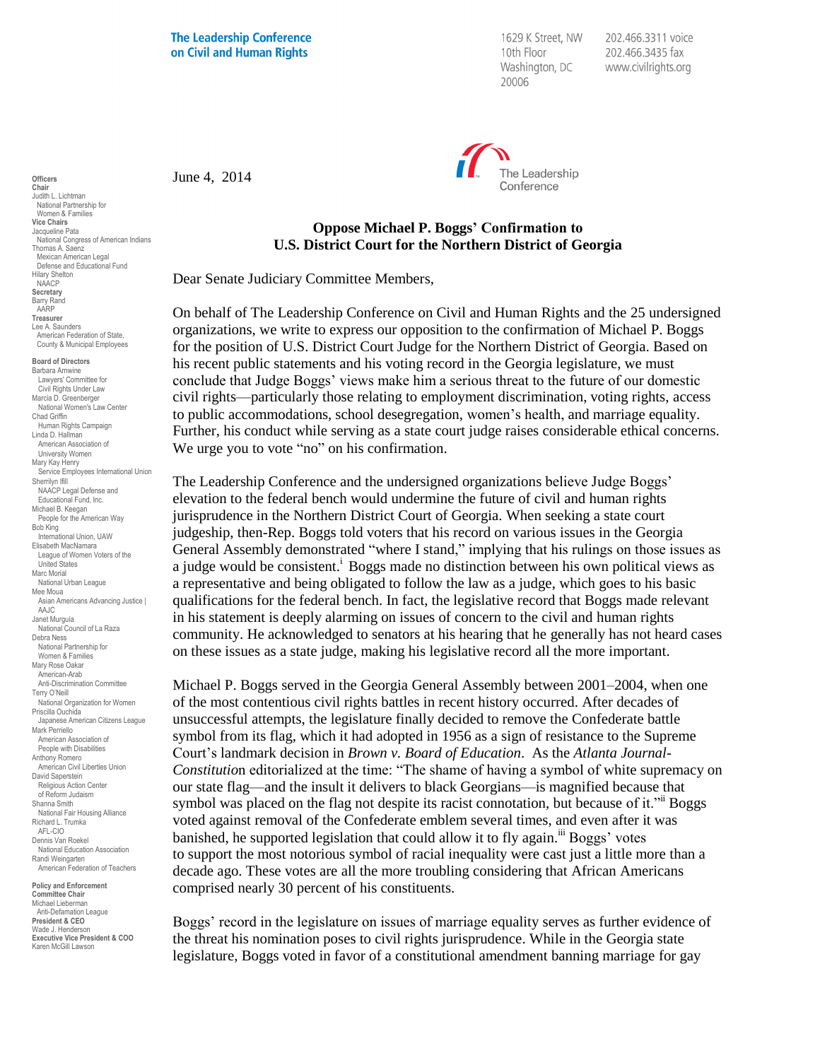The Leadership Conference on Civil and Human Rights

1629 K Street, NW
10th Floor
Washington, DC
20006

202.466.3311 voice
202.466.3435 fax
www.civilrights.org

**Officers**
**Chair**
Judith L. Lichtman
National Partnership for Women & Families
**Vice Chairs**
Jacqueline Pata
National Congress of American Indians
Thomas A. Saenz
Mexican American Legal Defense and Educational Fund
Hilary Shelton
NAACP
**Secretary**
Barry Rand
AARP
**Treasurer**
Lee A. Saunders
American Federation of State, County & Municipal Employees

**Board of Directors**
Barbara Arnwine
Lawyers' Committee for Civil Rights Under Law
Marcia D. Greenberger
National Women's Law Center
Chad Griffin
Human Rights Campaign
Linda D. Hallman
American Association of University Women
Mary Kay Henry
Service Employees International Union
Sherrilyn Ifill
NAACP Legal Defense and Educational Fund, Inc.
Michael B. Keegan
People for the American Way
Bob King
International Union, UAW
Elisabeth MacNamara
League of Women Voters of the United States
Marc Morial
National Urban League
Mee Moua
Asian Americans Advancing Justice | AAJC
Janet Murguía
National Council of La Raza
Debra Ness
National Partnership for Women & Families
Mary Rose Oakar
American-Arab Anti-Discrimination Committee
Terry O'Neill
National Organization for Women
Priscilla Ouchida
Japanese American Citizens League
Mark Perriello
American Association of People with Disabilities
Anthony Romero
American Civil Liberties Union
David Saperstein
Religious Action Center of Reform Judaism
Shanna Smith
National Fair Housing Alliance
Richard L. Trumka
AFL-CIO
Dennis Van Roekel
National Education Association
Randi Weingarten
American Federation of Teachers

**Policy and Enforcement Committee Chair**
Michael Lieberman
Anti-Defamation League
**President & CEO**
Wade J. Henderson
**Executive Vice President & COO**
Karen McGill Lawson

June 4, 2014

The Leadership Conference

**Oppose Michael P. Boggs' Confirmation to**
**U.S. District Court for the Northern District of Georgia**

Dear Senate Judiciary Committee Members,

On behalf of The Leadership Conference on Civil and Human Rights and the 25 undersigned organizations, we write to express our opposition to the confirmation of Michael P. Boggs for the position of U.S. District Court Judge for the Northern District of Georgia. Based on his recent public statements and his voting record in the Georgia legislature, we must conclude that Judge Boggs' views make him a serious threat to the future of our domestic civil rights—particularly those relating to employment discrimination, voting rights, access to public accommodations, school desegregation, women's health, and marriage equality. Further, his conduct while serving as a state court judge raises considerable ethical concerns. We urge you to vote "no" on his confirmation.

The Leadership Conference and the undersigned organizations believe Judge Boggs' elevation to the federal bench would undermine the future of civil and human rights jurisprudence in the Northern District Court of Georgia. When seeking a state court judgeship, then-Rep. Boggs told voters that his record on various issues in the Georgia General Assembly demonstrated "where I stand," implying that his rulings on those issues as a judge would be consistent.[i] Boggs made no distinction between his own political views as a representative and being obligated to follow the law as a judge, which goes to his basic qualifications for the federal bench. In fact, the legislative record that Boggs made relevant in his statement is deeply alarming on issues of concern to the civil and human rights community. He acknowledged to senators at his hearing that he generally has not heard cases on these issues as a state judge, making his legislative record all the more important.

Michael P. Boggs served in the Georgia General Assembly between 2001–2004, when one of the most contentious civil rights battles in recent history occurred. After decades of unsuccessful attempts, the legislature finally decided to remove the Confederate battle symbol from its flag, which it had adopted in 1956 as a sign of resistance to the Supreme Court's landmark decision in *Brown v. Board of Education*. As the *Atlanta Journal-Constitution* editorialized at the time: "The shame of having a symbol of white supremacy on our state flag—and the insult it delivers to black Georgians—is magnified because that symbol was placed on the flag not despite its racist connotation, but because of it."[ii] Boggs voted against removal of the Confederate emblem several times, and even after it was banished, he supported legislation that could allow it to fly again.[iii] Boggs' votes to support the most notorious symbol of racial inequality were cast just a little more than a decade ago. These votes are all the more troubling considering that African Americans comprised nearly 30 percent of his constituents.

Boggs' record in the legislature on issues of marriage equality serves as further evidence of the threat his nomination poses to civil rights jurisprudence. While in the Georgia state legislature, Boggs voted in favor of a constitutional amendment banning marriage for gay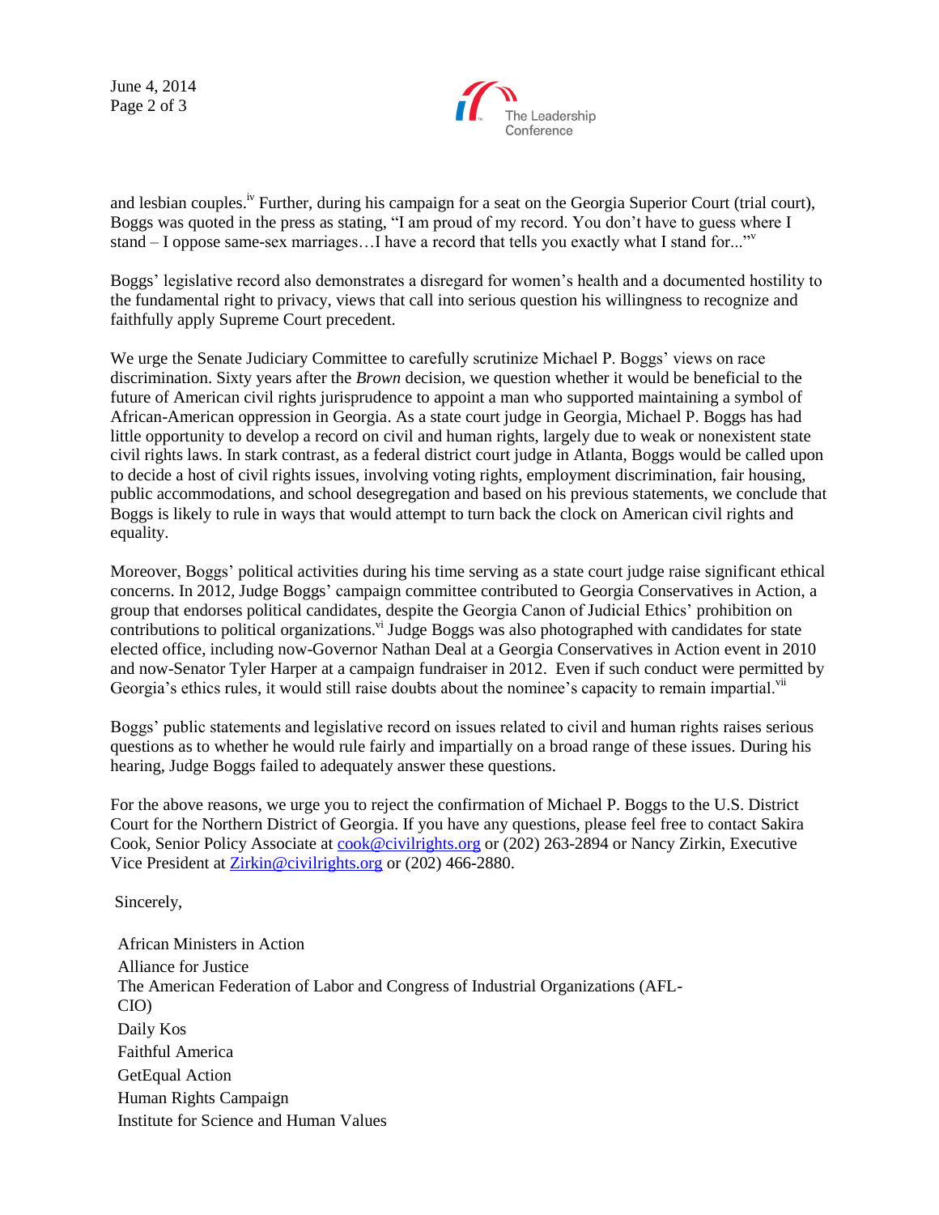and lesbian couples.[iv] Further, during his campaign for a seat on the Georgia Superior Court (trial court), Boggs was quoted in the press as stating, "I am proud of my record. You don't have to guess where I stand – I oppose same-sex marriages…I have a record that tells you exactly what I stand for..."[v]

Boggs' legislative record also demonstrates a disregard for women's health and a documented hostility to the fundamental right to privacy, views that call into serious question his willingness to recognize and faithfully apply Supreme Court precedent.

We urge the Senate Judiciary Committee to carefully scrutinize Michael P. Boggs' views on race discrimination. Sixty years after the *Brown* decision, we question whether it would be beneficial to the future of American civil rights jurisprudence to appoint a man who supported maintaining a symbol of African-American oppression in Georgia. As a state court judge in Georgia, Michael P. Boggs has had little opportunity to develop a record on civil and human rights, largely due to weak or nonexistent state civil rights laws. In stark contrast, as a federal district court judge in Atlanta, Boggs would be called upon to decide a host of civil rights issues, involving voting rights, employment discrimination, fair housing, public accommodations, and school desegregation and based on his previous statements, we conclude that Boggs is likely to rule in ways that would attempt to turn back the clock on American civil rights and equality.

Moreover, Boggs' political activities during his time serving as a state court judge raise significant ethical concerns. In 2012, Judge Boggs' campaign committee contributed to Georgia Conservatives in Action, a group that endorses political candidates, despite the Georgia Canon of Judicial Ethics' prohibition on contributions to political organizations.[vi] Judge Boggs was also photographed with candidates for state elected office, including now-Governor Nathan Deal at a Georgia Conservatives in Action event in 2010 and now-Senator Tyler Harper at a campaign fundraiser in 2012. Even if such conduct were permitted by Georgia's ethics rules, it would still raise doubts about the nominee's capacity to remain impartial.[vii]

Boggs' public statements and legislative record on issues related to civil and human rights raises serious questions as to whether he would rule fairly and impartially on a broad range of these issues. During his hearing, Judge Boggs failed to adequately answer these questions.

For the above reasons, we urge you to reject the confirmation of Michael P. Boggs to the U.S. District Court for the Northern District of Georgia. If you have any questions, please feel free to contact Sakira Cook, Senior Policy Associate at cook@civilrights.org or (202) 263-2894 or Nancy Zirkin, Executive Vice President at Zirkin@civilrights.org or (202) 466-2880.

Sincerely,

African Ministers in Action
Alliance for Justice
The American Federation of Labor and Congress of Industrial Organizations (AFL-CIO)
Daily Kos
Faithful America
GetEqual Action
Human Rights Campaign
Institute for Science and Human Values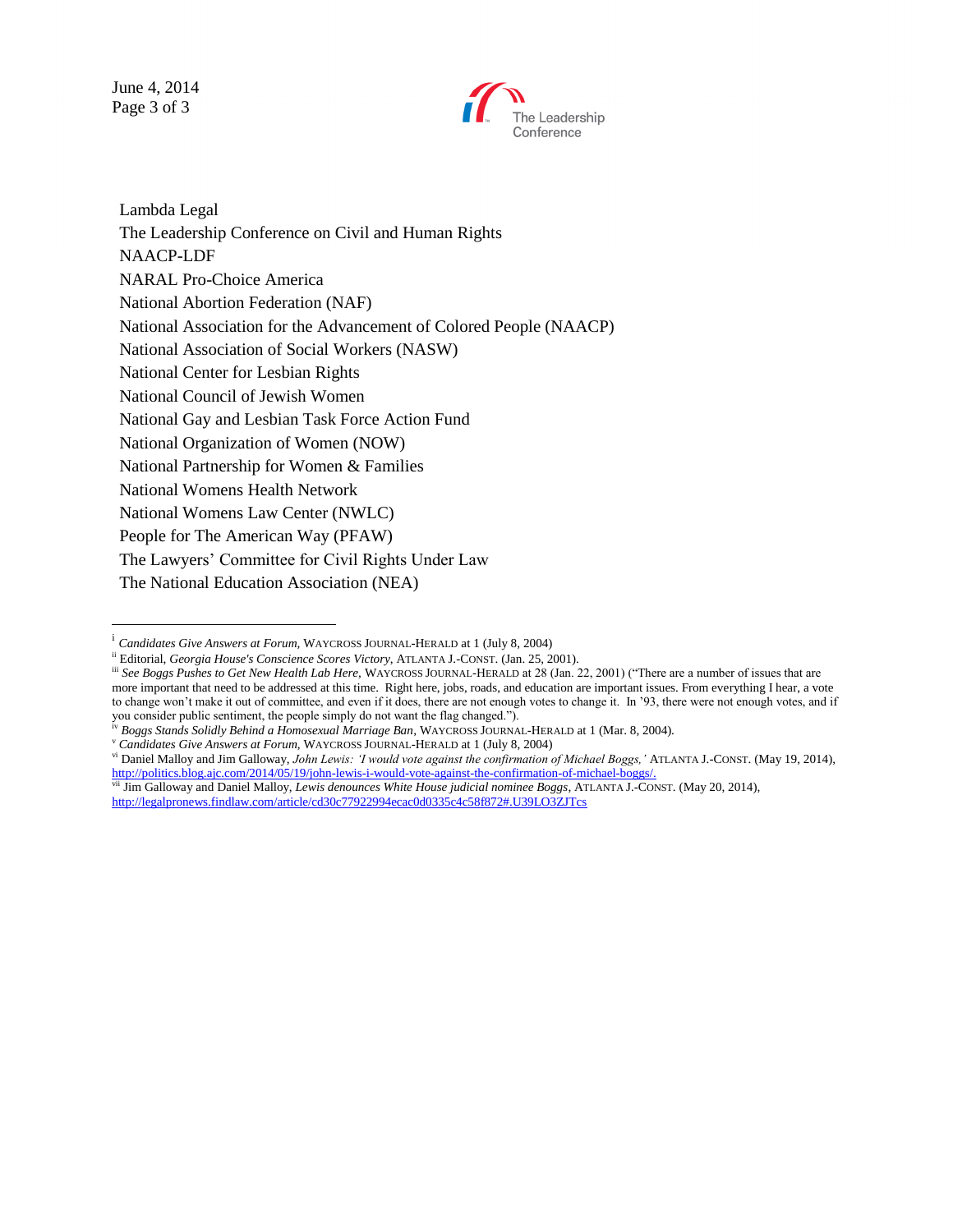Lambda Legal
The Leadership Conference on Civil and Human Rights
NAACP-LDF
NARAL Pro-Choice America
National Abortion Federation (NAF)
National Association for the Advancement of Colored People (NAACP)
National Association of Social Workers (NASW)
National Center for Lesbian Rights
National Council of Jewish Women
National Gay and Lesbian Task Force Action Fund
National Organization of Women (NOW)
National Partnership for Women & Families
National Womens Health Network
National Womens Law Center (NWLC)
People for The American Way (PFAW)
The Lawyers' Committee for Civil Rights Under Law
The National Education Association (NEA)

---

[i] *Candidates Give Answers at Forum*, WAYCROSS JOURNAL-HERALD at 1 (July 8, 2004)

[ii] Editorial, *Georgia House's Conscience Scores Victory*, ATLANTA J.-CONST. (Jan. 25, 2001).

[iii] *See Boggs Pushes to Get New Health Lab Here*, WAYCROSS JOURNAL-HERALD at 28 (Jan. 22, 2001) ("There are a number of issues that are more important that need to be addressed at this time. Right here, jobs, roads, and education are important issues. From everything I hear, a vote to change won't make it out of committee, and even if it does, there are not enough votes to change it. In '93, there were not enough votes, and if you consider public sentiment, the people simply do not want the flag changed.").

[iv] *Boggs Stands Solidly Behind a Homosexual Marriage Ban*, WAYCROSS JOURNAL-HERALD at 1 (Mar. 8, 2004).

[v] *Candidates Give Answers at Forum*, WAYCROSS JOURNAL-HERALD at 1 (July 8, 2004)

[vi] Daniel Malloy and Jim Galloway, *John Lewis: 'I would vote against the confirmation of Michael Boggs,'* ATLANTA J.-CONST. (May 19, 2014), http://politics.blog.ajc.com/2014/05/19/john-lewis-i-would-vote-against-the-confirmation-of-michael-boggs/.

[vii] Jim Galloway and Daniel Malloy, *Lewis denounces White House judicial nominee Boggs*, ATLANTA J.-CONST. (May 20, 2014), http://legalpronews.findlaw.com/article/cd30c77922994ecac0d0335c4c58f872#.U39LO3ZJTcs